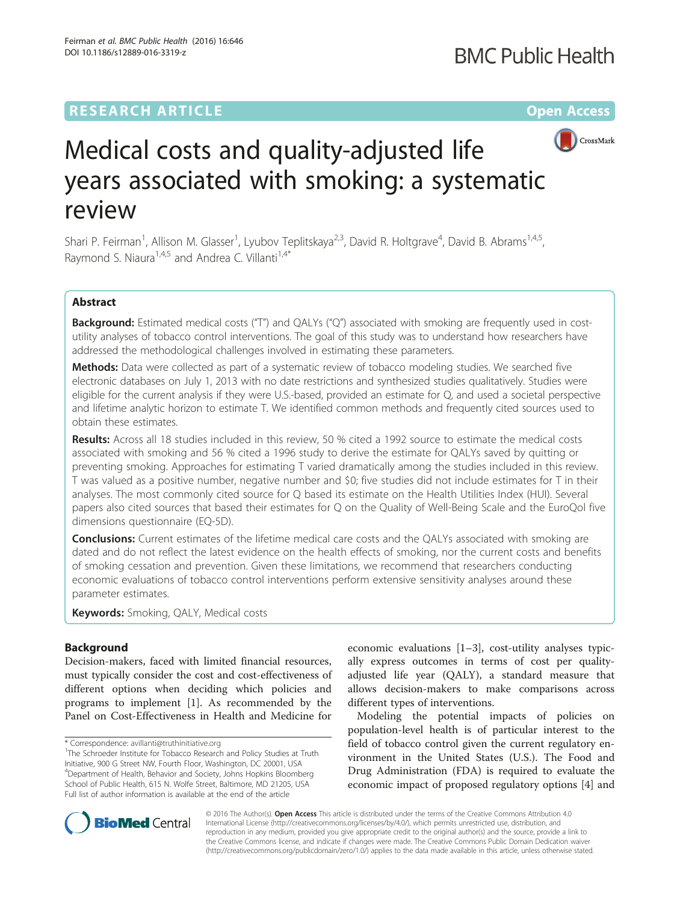RESEARCH ARTICLE

Open Access

# Medical costs and quality-adjusted life years associated with smoking: a systematic review

Shari P. Feirman[1], Allison M. Glasser[1], Lyubov Teplitskaya[2,3], David R. Holtgrave[4], David B. Abrams[1,4,5], Raymond S. Niaura[1,4,5] and Andrea C. Villanti[1,4*]

## Abstract

**Background:** Estimated medical costs ("T") and QALYs ("Q") associated with smoking are frequently used in cost-utility analyses of tobacco control interventions. The goal of this study was to understand how researchers have addressed the methodological challenges involved in estimating these parameters.

**Methods:** Data were collected as part of a systematic review of tobacco modeling studies. We searched five electronic databases on July 1, 2013 with no date restrictions and synthesized studies qualitatively. Studies were eligible for the current analysis if they were U.S.-based, provided an estimate for Q, and used a societal perspective and lifetime analytic horizon to estimate T. We identified common methods and frequently cited sources used to obtain these estimates.

**Results:** Across all 18 studies included in this review, 50 % cited a 1992 source to estimate the medical costs associated with smoking and 56 % cited a 1996 study to derive the estimate for QALYs saved by quitting or preventing smoking. Approaches for estimating T varied dramatically among the studies included in this review. T was valued as a positive number, negative number and $0; five studies did not include estimates for T in their analyses. The most commonly cited source for Q based its estimate on the Health Utilities Index (HUI). Several papers also cited sources that based their estimates for Q on the Quality of Well-Being Scale and the EuroQol five dimensions questionnaire (EQ-5D).

**Conclusions:** Current estimates of the lifetime medical care costs and the QALYs associated with smoking are dated and do not reflect the latest evidence on the health effects of smoking, nor the current costs and benefits of smoking cessation and prevention. Given these limitations, we recommend that researchers conducting economic evaluations of tobacco control interventions perform extensive sensitivity analyses around these parameter estimates.

**Keywords:** Smoking, QALY, Medical costs

## Background

Decision-makers, faced with limited financial resources, must typically consider the cost and cost-effectiveness of different options when deciding which policies and programs to implement [1]. As recommended by the Panel on Cost-Effectiveness in Health and Medicine for economic evaluations [1–3], cost-utility analyses typically express outcomes in terms of cost per quality-adjusted life year (QALY), a standard measure that allows decision-makers to make comparisons across different types of interventions.

Modeling the potential impacts of policies on population-level health is of particular interest to the field of tobacco control given the current regulatory environment in the United States (U.S.). The Food and Drug Administration (FDA) is required to evaluate the economic impact of proposed regulatory options [4] and

* Correspondence: avillanti@truthinitiative.org
[1]The Schroeder Institute for Tobacco Research and Policy Studies at Truth Initiative, 900 G Street NW, Fourth Floor, Washington, DC 20001, USA
[4]Department of Health, Behavior and Society, Johns Hopkins Bloomberg School of Public Health, 615 N. Wolfe Street, Baltimore, MD 21205, USA
Full list of author information is available at the end of the article

© 2016 The Author(s). **Open Access** This article is distributed under the terms of the Creative Commons Attribution 4.0 International License (http://creativecommons.org/licenses/by/4.0/), which permits unrestricted use, distribution, and reproduction in any medium, provided you give appropriate credit to the original author(s) and the source, provide a link to the Creative Commons license, and indicate if changes were made. The Creative Commons Public Domain Dedication waiver (http://creativecommons.org/publicdomain/zero/1.0/) applies to the data made available in this article, unless otherwise stated.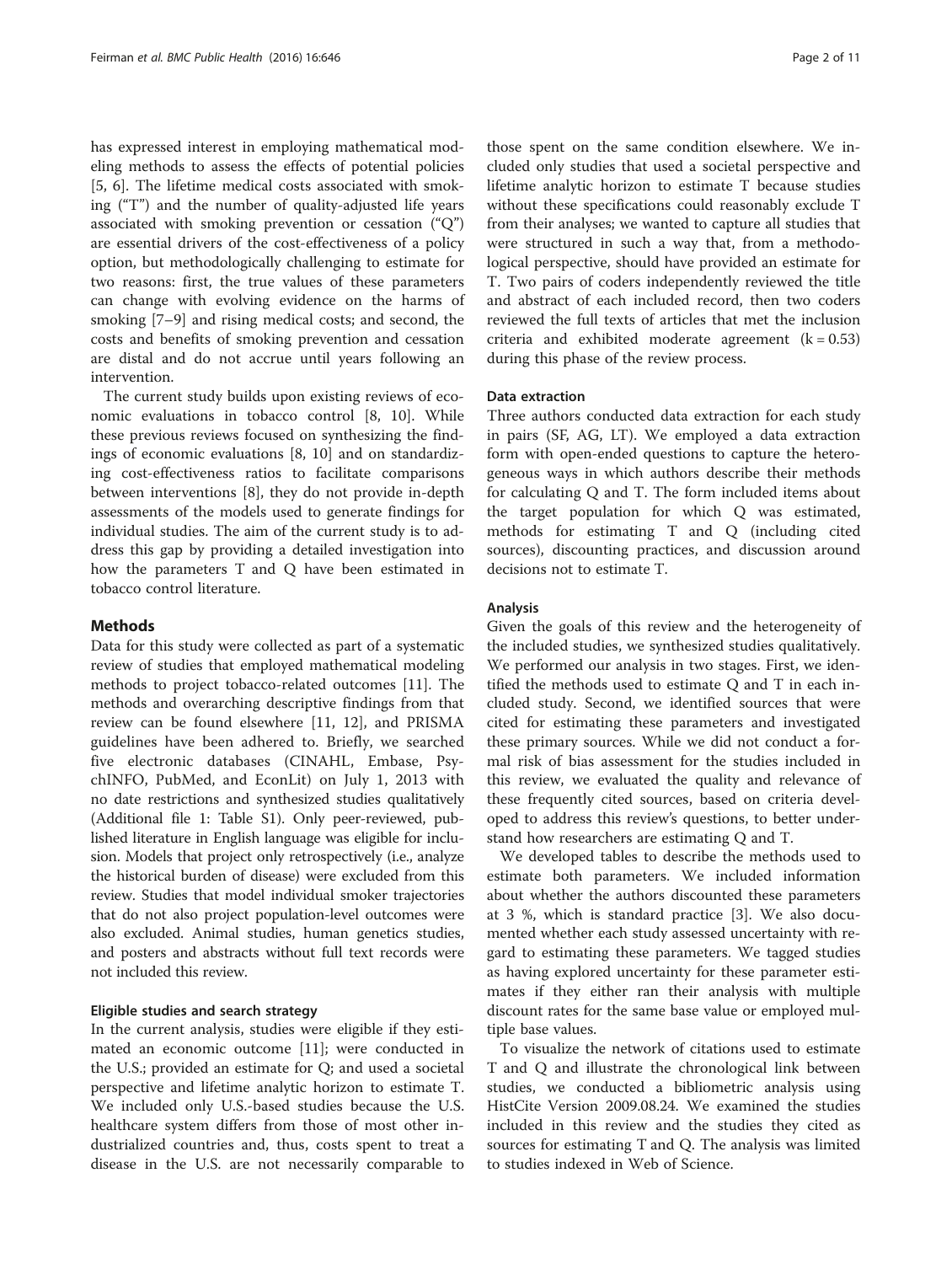has expressed interest in employing mathematical modeling methods to assess the effects of potential policies [5, 6]. The lifetime medical costs associated with smoking ("T") and the number of quality-adjusted life years associated with smoking prevention or cessation ("Q") are essential drivers of the cost-effectiveness of a policy option, but methodologically challenging to estimate for two reasons: first, the true values of these parameters can change with evolving evidence on the harms of smoking [7–9] and rising medical costs; and second, the costs and benefits of smoking prevention and cessation are distal and do not accrue until years following an intervention.

The current study builds upon existing reviews of economic evaluations in tobacco control [8, 10]. While these previous reviews focused on synthesizing the findings of economic evaluations [8, 10] and on standardizing cost-effectiveness ratios to facilitate comparisons between interventions [8], they do not provide in-depth assessments of the models used to generate findings for individual studies. The aim of the current study is to address this gap by providing a detailed investigation into how the parameters T and Q have been estimated in tobacco control literature.

## Methods

Data for this study were collected as part of a systematic review of studies that employed mathematical modeling methods to project tobacco-related outcomes [11]. The methods and overarching descriptive findings from that review can be found elsewhere [11, 12], and PRISMA guidelines have been adhered to. Briefly, we searched five electronic databases (CINAHL, Embase, PsychINFO, PubMed, and EconLit) on July 1, 2013 with no date restrictions and synthesized studies qualitatively (Additional file 1: Table S1). Only peer-reviewed, published literature in English language was eligible for inclusion. Models that project only retrospectively (i.e., analyze the historical burden of disease) were excluded from this review. Studies that model individual smoker trajectories that do not also project population-level outcomes were also excluded. Animal studies, human genetics studies, and posters and abstracts without full text records were not included this review.

### Eligible studies and search strategy

In the current analysis, studies were eligible if they estimated an economic outcome [11]; were conducted in the U.S.; provided an estimate for Q; and used a societal perspective and lifetime analytic horizon to estimate T. We included only U.S.-based studies because the U.S. healthcare system differs from those of most other industrialized countries and, thus, costs spent to treat a disease in the U.S. are not necessarily comparable to those spent on the same condition elsewhere. We included only studies that used a societal perspective and lifetime analytic horizon to estimate T because studies without these specifications could reasonably exclude T from their analyses; we wanted to capture all studies that were structured in such a way that, from a methodological perspective, should have provided an estimate for T. Two pairs of coders independently reviewed the title and abstract of each included record, then two coders reviewed the full texts of articles that met the inclusion criteria and exhibited moderate agreement ($k = 0.53$) during this phase of the review process.

### Data extraction

Three authors conducted data extraction for each study in pairs (SF, AG, LT). We employed a data extraction form with open-ended questions to capture the heterogeneous ways in which authors describe their methods for calculating Q and T. The form included items about the target population for which Q was estimated, methods for estimating T and Q (including cited sources), discounting practices, and discussion around decisions not to estimate T.

### Analysis

Given the goals of this review and the heterogeneity of the included studies, we synthesized studies qualitatively. We performed our analysis in two stages. First, we identified the methods used to estimate Q and T in each included study. Second, we identified sources that were cited for estimating these parameters and investigated these primary sources. While we did not conduct a formal risk of bias assessment for the studies included in this review, we evaluated the quality and relevance of these frequently cited sources, based on criteria developed to address this review's questions, to better understand how researchers are estimating Q and T.

We developed tables to describe the methods used to estimate both parameters. We included information about whether the authors discounted these parameters at 3 %, which is standard practice [3]. We also documented whether each study assessed uncertainty with regard to estimating these parameters. We tagged studies as having explored uncertainty for these parameter estimates if they either ran their analysis with multiple discount rates for the same base value or employed multiple base values.

To visualize the network of citations used to estimate T and Q and illustrate the chronological link between studies, we conducted a bibliometric analysis using HistCite Version 2009.08.24. We examined the studies included in this review and the studies they cited as sources for estimating T and Q. The analysis was limited to studies indexed in Web of Science.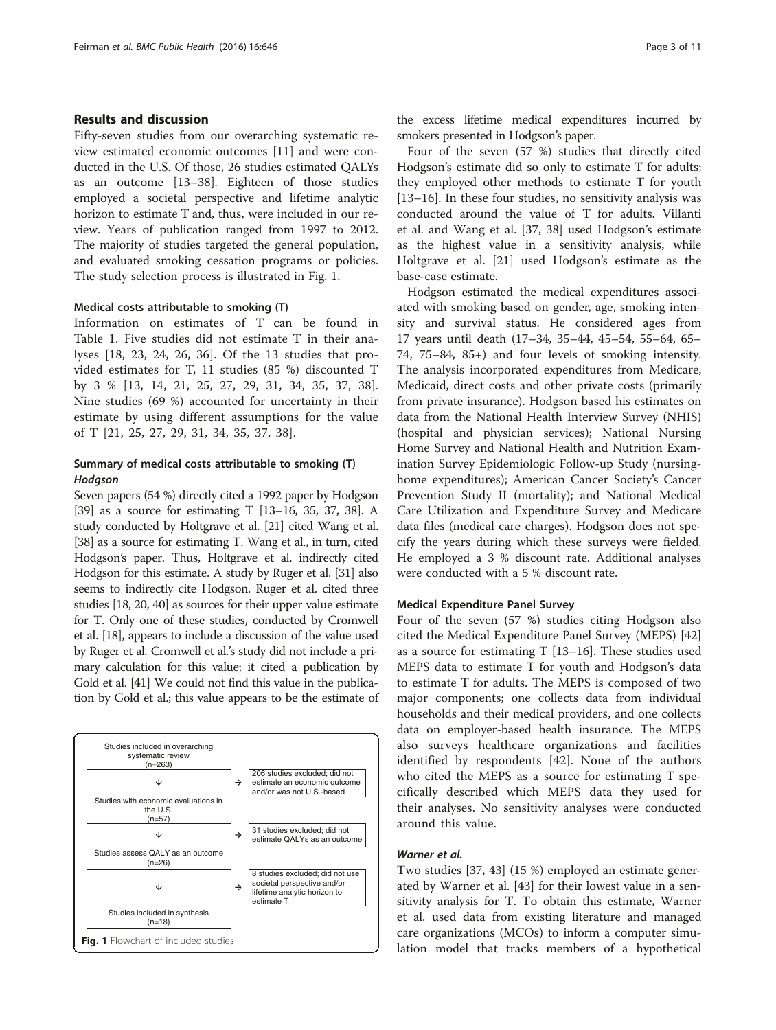## Results and discussion

Fifty-seven studies from our overarching systematic review estimated economic outcomes [11] and were conducted in the U.S. Of those, 26 studies estimated QALYs as an outcome [13–38]. Eighteen of those studies employed a societal perspective and lifetime analytic horizon to estimate T and, thus, were included in our review. Years of publication ranged from 1997 to 2012. The majority of studies targeted the general population, and evaluated smoking cessation programs or policies. The study selection process is illustrated in Fig. 1.

### Medical costs attributable to smoking (T)

Information on estimates of T can be found in Table 1. Five studies did not estimate T in their analyses [18, 23, 24, 26, 36]. Of the 13 studies that provided estimates for T, 11 studies (85 %) discounted T by 3 % [13, 14, 21, 25, 27, 29, 31, 34, 35, 37, 38]. Nine studies (69 %) accounted for uncertainty in their estimate by using different assumptions for the value of T [21, 25, 27, 29, 31, 34, 35, 37, 38].

### Summary of medical costs attributable to smoking (T)

#### *Hodgson*

Seven papers (54 %) directly cited a 1992 paper by Hodgson [39] as a source for estimating T [13–16, 35, 37, 38]. A study conducted by Holtgrave et al. [21] cited Wang et al. [38] as a source for estimating T. Wang et al., in turn, cited Hodgson's paper. Thus, Holtgrave et al. indirectly cited Hodgson for this estimate. A study by Ruger et al. [31] also seems to indirectly cite Hodgson. Ruger et al. cited three studies [18, 20, 40] as sources for their upper value estimate for T. Only one of these studies, conducted by Cromwell et al. [18], appears to include a discussion of the value used by Ruger et al. Cromwell et al.'s study did not include a primary calculation for this value; it cited a publication by Gold et al. [41] We could not find this value in the publication by Gold et al.; this value appears to be the estimate of the excess lifetime medical expenditures incurred by smokers presented in Hodgson's paper.

| Studies included in overarching systematic review (n=263) | | |
|---|---|---|
| ↓ | → | 206 studies excluded; did not estimate an economic outcome and/or was not U.S.-based |
| Studies with economic evaluations in the U.S. (n=57) | | |
| ↓ | → | 31 studies excluded; did not estimate QALYs as an outcome |
| Studies assess QALY as an outcome (n=26) | | |
| ↓ | → | 8 studies excluded; did not use societal perspective and/or lifetime analytic horizon to estimate T |
| Studies included in synthesis (n=18) | | |

**Fig. 1** Flowchart of included studies

Four of the seven (57 %) studies that directly cited Hodgson's estimate did so only to estimate T for adults; they employed other methods to estimate T for youth [13–16]. In these four studies, no sensitivity analysis was conducted around the value of T for adults. Villanti et al. and Wang et al. [37, 38] used Hodgson's estimate as the highest value in a sensitivity analysis, while Holtgrave et al. [21] used Hodgson's estimate as the base-case estimate.

Hodgson estimated the medical expenditures associated with smoking based on gender, age, smoking intensity and survival status. He considered ages from 17 years until death (17–34, 35–44, 45–54, 55–64, 65–74, 75–84, 85+) and four levels of smoking intensity. The analysis incorporated expenditures from Medicare, Medicaid, direct costs and other private costs (primarily from private insurance). Hodgson based his estimates on data from the National Health Interview Survey (NHIS) (hospital and physician services); National Nursing Home Survey and National Health and Nutrition Examination Survey Epidemiologic Follow-up Study (nursing-home expenditures); American Cancer Society's Cancer Prevention Study II (mortality); and National Medical Care Utilization and Expenditure Survey and Medicare data files (medical care charges). Hodgson does not specify the years during which these surveys were fielded. He employed a 3 % discount rate. Additional analyses were conducted with a 5 % discount rate.

#### Medical Expenditure Panel Survey

Four of the seven (57 %) studies citing Hodgson also cited the Medical Expenditure Panel Survey (MEPS) [42] as a source for estimating T [13–16]. These studies used MEPS data to estimate T for youth and Hodgson's data to estimate T for adults. The MEPS is composed of two major components; one collects data from individual households and their medical providers, and one collects data on employer-based health insurance. The MEPS also surveys healthcare organizations and facilities identified by respondents [42]. None of the authors who cited the MEPS as a source for estimating T specifically described which MEPS data they used for their analyses. No sensitivity analyses were conducted around this value.

#### *Warner et al.*

Two studies [37, 43] (15 %) employed an estimate generated by Warner et al. [43] for their lowest value in a sensitivity analysis for T. To obtain this estimate, Warner et al. used data from existing literature and managed care organizations (MCOs) to inform a computer simulation model that tracks members of a hypothetical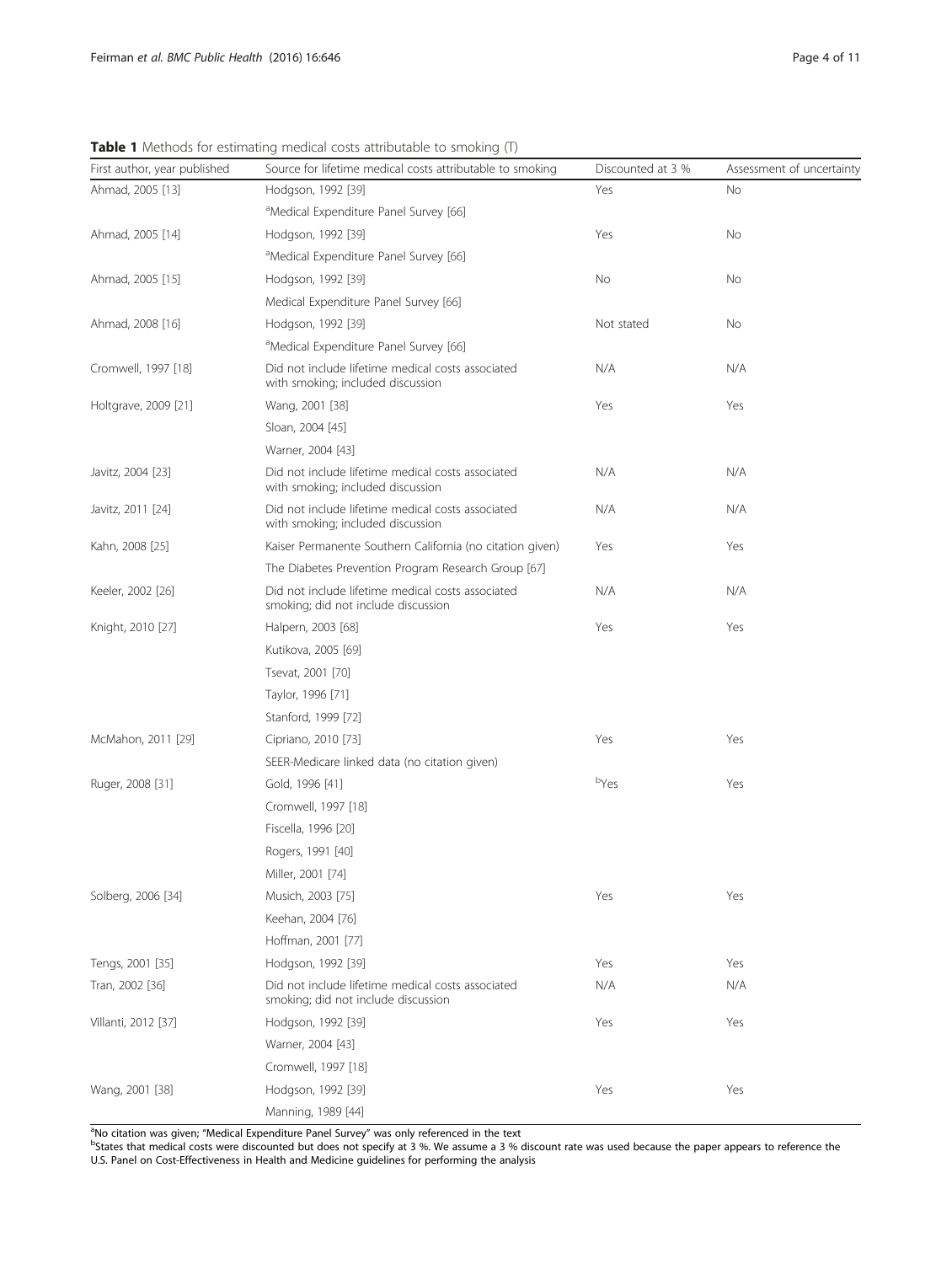**Table 1** Methods for estimating medical costs attributable to smoking (T)

| First author, year published | Source for lifetime medical costs attributable to smoking | Discounted at 3 % | Assessment of uncertainty |
| --- | --- | --- | --- |
| Ahmad, 2005 [13] | Hodgson, 1992 [39] | Yes | No |
| | [a]Medical Expenditure Panel Survey [66] | | |
| Ahmad, 2005 [14] | Hodgson, 1992 [39] | Yes | No |
| | [a]Medical Expenditure Panel Survey [66] | | |
| Ahmad, 2005 [15] | Hodgson, 1992 [39] | No | No |
| | Medical Expenditure Panel Survey [66] | | |
| Ahmad, 2008 [16] | Hodgson, 1992 [39] | Not stated | No |
| | [a]Medical Expenditure Panel Survey [66] | | |
| Cromwell, 1997 [18] | Did not include lifetime medical costs associated with smoking; included discussion | N/A | N/A |
| Holtgrave, 2009 [21] | Wang, 2001 [38] | Yes | Yes |
| | Sloan, 2004 [45] | | |
| | Warner, 2004 [43] | | |
| Javitz, 2004 [23] | Did not include lifetime medical costs associated with smoking; included discussion | N/A | N/A |
| Javitz, 2011 [24] | Did not include lifetime medical costs associated with smoking; included discussion | N/A | N/A |
| Kahn, 2008 [25] | Kaiser Permanente Southern California (no citation given) | Yes | Yes |
| | The Diabetes Prevention Program Research Group [67] | | |
| Keeler, 2002 [26] | Did not include lifetime medical costs associated smoking; did not include discussion | N/A | N/A |
| Knight, 2010 [27] | Halpern, 2003 [68] | Yes | Yes |
| | Kutikova, 2005 [69] | | |
| | Tsevat, 2001 [70] | | |
| | Taylor, 1996 [71] | | |
| | Stanford, 1999 [72] | | |
| McMahon, 2011 [29] | Cipriano, 2010 [73] | Yes | Yes |
| | SEER-Medicare linked data (no citation given) | | |
| Ruger, 2008 [31] | Gold, 1996 [41] | [b]Yes | Yes |
| | Cromwell, 1997 [18] | | |
| | Fiscella, 1996 [20] | | |
| | Rogers, 1991 [40] | | |
| | Miller, 2001 [74] | | |
| Solberg, 2006 [34] | Musich, 2003 [75] | Yes | Yes |
| | Keehan, 2004 [76] | | |
| | Hoffman, 2001 [77] | | |
| Tengs, 2001 [35] | Hodgson, 1992 [39] | Yes | Yes |
| Tran, 2002 [36] | Did not include lifetime medical costs associated smoking; did not include discussion | N/A | N/A |
| Villanti, 2012 [37] | Hodgson, 1992 [39] | Yes | Yes |
| | Warner, 2004 [43] | | |
| | Cromwell, 1997 [18] | | |
| Wang, 2001 [38] | Hodgson, 1992 [39] | Yes | Yes |
| | Manning, 1989 [44] | | |

[a]No citation was given; "Medical Expenditure Panel Survey" was only referenced in the text
[b]States that medical costs were discounted but does not specify at 3 %. We assume a 3 % discount rate was used because the paper appears to reference the U.S. Panel on Cost-Effectiveness in Health and Medicine guidelines for performing the analysis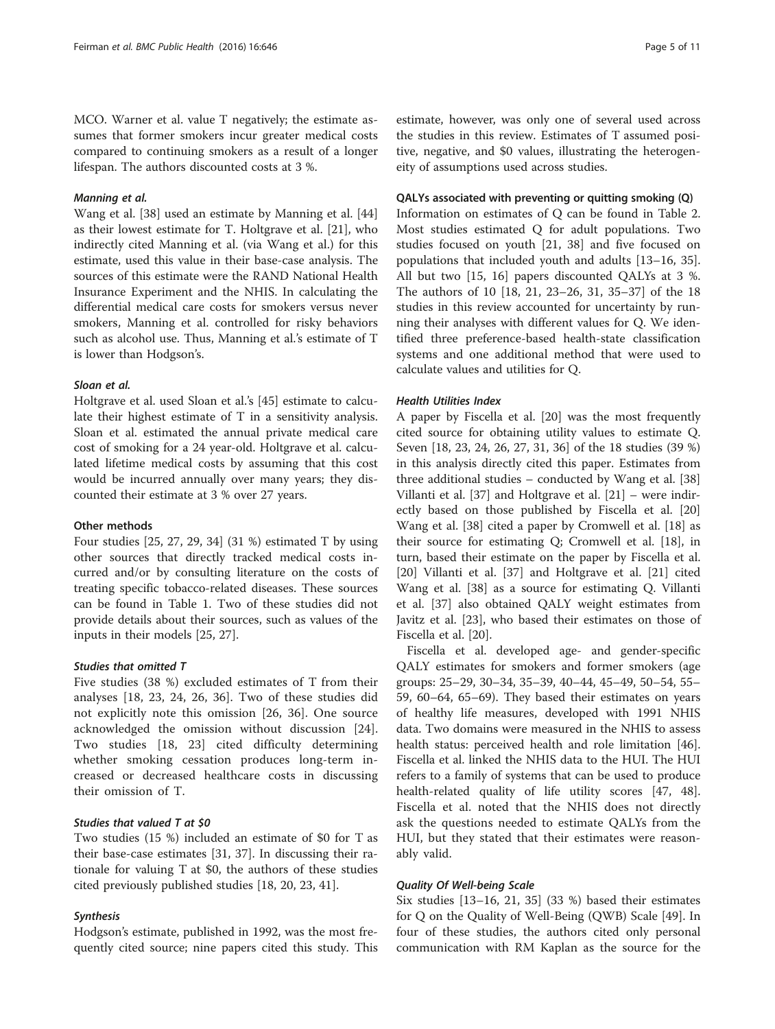MCO. Warner et al. value T negatively; the estimate assumes that former smokers incur greater medical costs compared to continuing smokers as a result of a longer lifespan. The authors discounted costs at 3 %.

#### *Manning et al.*

Wang et al. [38] used an estimate by Manning et al. [44] as their lowest estimate for T. Holtgrave et al. [21], who indirectly cited Manning et al. (via Wang et al.) for this estimate, used this value in their base-case analysis. The sources of this estimate were the RAND National Health Insurance Experiment and the NHIS. In calculating the differential medical care costs for smokers versus never smokers, Manning et al. controlled for risky behaviors such as alcohol use. Thus, Manning et al.'s estimate of T is lower than Hodgson's.

#### *Sloan et al.*

Holtgrave et al. used Sloan et al.'s [45] estimate to calculate their highest estimate of T in a sensitivity analysis. Sloan et al. estimated the annual private medical care cost of smoking for a 24 year-old. Holtgrave et al. calculated lifetime medical costs by assuming that this cost would be incurred annually over many years; they discounted their estimate at 3 % over 27 years.

### Other methods

Four studies [25, 27, 29, 34] (31 %) estimated T by using other sources that directly tracked medical costs incurred and/or by consulting literature on the costs of treating specific tobacco-related diseases. These sources can be found in Table 1. Two of these studies did not provide details about their sources, such as values of the inputs in their models [25, 27].

#### *Studies that omitted T*

Five studies (38 %) excluded estimates of T from their analyses [18, 23, 24, 26, 36]. Two of these studies did not explicitly note this omission [26, 36]. One source acknowledged the omission without discussion [24]. Two studies [18, 23] cited difficulty determining whether smoking cessation produces long-term increased or decreased healthcare costs in discussing their omission of T.

#### *Studies that valued T at $0*

Two studies (15 %) included an estimate of $0 for T as their base-case estimates [31, 37]. In discussing their rationale for valuing T at $0, the authors of these studies cited previously published studies [18, 20, 23, 41].

#### *Synthesis*

Hodgson's estimate, published in 1992, was the most frequently cited source; nine papers cited this study. This estimate, however, was only one of several used across the studies in this review. Estimates of T assumed positive, negative, and $0 values, illustrating the heterogeneity of assumptions used across studies.

### QALYs associated with preventing or quitting smoking (Q)

Information on estimates of Q can be found in Table 2. Most studies estimated Q for adult populations. Two studies focused on youth [21, 38] and five focused on populations that included youth and adults [13–16, 35]. All but two [15, 16] papers discounted QALYs at 3 %. The authors of 10 [18, 21, 23–26, 31, 35–37] of the 18 studies in this review accounted for uncertainty by running their analyses with different values for Q. We identified three preference-based health-state classification systems and one additional method that were used to calculate values and utilities for Q.

#### *Health Utilities Index*

A paper by Fiscella et al. [20] was the most frequently cited source for obtaining utility values to estimate Q. Seven [18, 23, 24, 26, 27, 31, 36] of the 18 studies (39 %) in this analysis directly cited this paper. Estimates from three additional studies – conducted by Wang et al. [38] Villanti et al. [37] and Holtgrave et al. [21] – were indirectly based on those published by Fiscella et al. [20] Wang et al. [38] cited a paper by Cromwell et al. [18] as their source for estimating Q; Cromwell et al. [18], in turn, based their estimate on the paper by Fiscella et al. [20] Villanti et al. [37] and Holtgrave et al. [21] cited Wang et al. [38] as a source for estimating Q. Villanti et al. [37] also obtained QALY weight estimates from Javitz et al. [23], who based their estimates on those of Fiscella et al. [20].

Fiscella et al. developed age- and gender-specific QALY estimates for smokers and former smokers (age groups: 25–29, 30–34, 35–39, 40–44, 45–49, 50–54, 55–59, 60–64, 65–69). They based their estimates on years of healthy life measures, developed with 1991 NHIS data. Two domains were measured in the NHIS to assess health status: perceived health and role limitation [46]. Fiscella et al. linked the NHIS data to the HUI. The HUI refers to a family of systems that can be used to produce health-related quality of life utility scores [47, 48]. Fiscella et al. noted that the NHIS does not directly ask the questions needed to estimate QALYs from the HUI, but they stated that their estimates were reasonably valid.

#### *Quality Of Well-being Scale*

Six studies [13–16, 21, 35] (33 %) based their estimates for Q on the Quality of Well-Being (QWB) Scale [49]. In four of these studies, the authors cited only personal communication with RM Kaplan as the source for the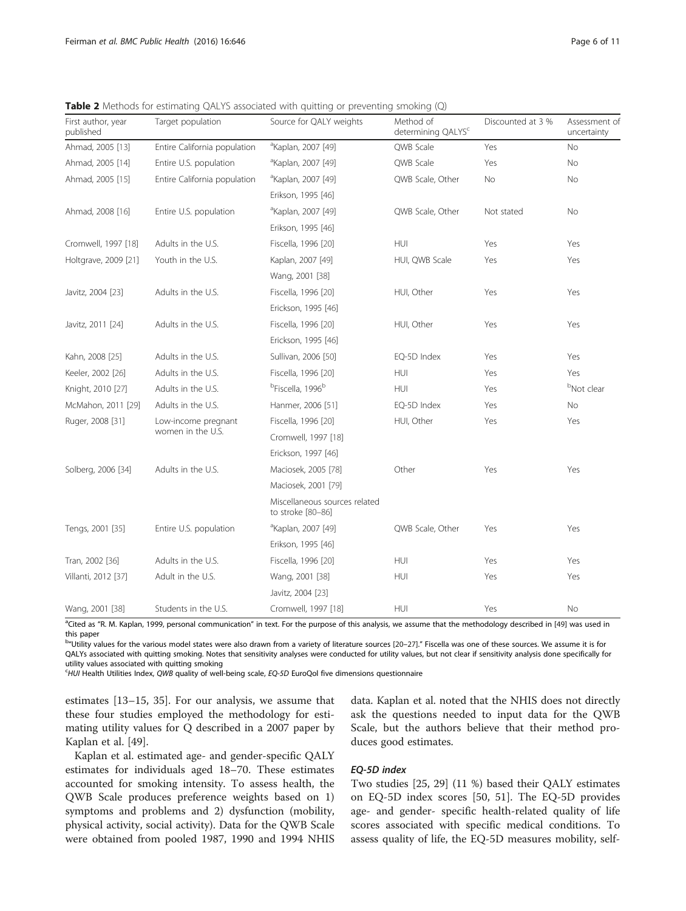**Table 2** Methods for estimating QALYS associated with quitting or preventing smoking (Q)

| First author, year published | Target population | Source for QALY weights | Method of determining QALYS[c] | Discounted at 3 % | Assessment of uncertainty |
|---|---|---|---|---|---|
| Ahmad, 2005 [13] | Entire California population | [a]Kaplan, 2007 [49] | QWB Scale | Yes | No |
| Ahmad, 2005 [14] | Entire U.S. population | [a]Kaplan, 2007 [49] | QWB Scale | Yes | No |
| Ahmad, 2005 [15] | Entire California population | [a]Kaplan, 2007 [49] | QWB Scale, Other | No | No |
| | | Erikson, 1995 [46] | | | |
| Ahmad, 2008 [16] | Entire U.S. population | [a]Kaplan, 2007 [49] | QWB Scale, Other | Not stated | No |
| | | Erikson, 1995 [46] | | | |
| Cromwell, 1997 [18] | Adults in the U.S. | Fiscella, 1996 [20] | HUI | Yes | Yes |
| Holtgrave, 2009 [21] | Youth in the U.S. | Kaplan, 2007 [49] | HUI, QWB Scale | Yes | Yes |
| | | Wang, 2001 [38] | | | |
| Javitz, 2004 [23] | Adults in the U.S. | Fiscella, 1996 [20] | HUI, Other | Yes | Yes |
| | | Erickson, 1995 [46] | | | |
| Javitz, 2011 [24] | Adults in the U.S. | Fiscella, 1996 [20] | HUI, Other | Yes | Yes |
| | | Erickson, 1995 [46] | | | |
| Kahn, 2008 [25] | Adults in the U.S. | Sullivan, 2006 [50] | EQ-5D Index | Yes | Yes |
| Keeler, 2002 [26] | Adults in the U.S. | Fiscella, 1996 [20] | HUI | Yes | Yes |
| Knight, 2010 [27] | Adults in the U.S. | [b]Fiscella, 1996[b] | HUI | Yes | [b]Not clear |
| McMahon, 2011 [29] | Adults in the U.S. | Hanmer, 2006 [51] | EQ-5D Index | Yes | No |
| Ruger, 2008 [31] | Low-income pregnant women in the U.S. | Fiscella, 1996 [20] | HUI, Other | Yes | Yes |
| | | Cromwell, 1997 [18] | | | |
| | | Erickson, 1997 [46] | | | |
| Solberg, 2006 [34] | Adults in the U.S. | Maciosek, 2005 [78] | Other | Yes | Yes |
| | | Maciosek, 2001 [79] | | | |
| | | Miscellaneous sources related to stroke [80–86] | | | |
| Tengs, 2001 [35] | Entire U.S. population | [a]Kaplan, 2007 [49] | QWB Scale, Other | Yes | Yes |
| | | Erikson, 1995 [46] | | | |
| Tran, 2002 [36] | Adults in the U.S. | Fiscella, 1996 [20] | HUI | Yes | Yes |
| Villanti, 2012 [37] | Adult in the U.S. | Wang, 2001 [38] | HUI | Yes | Yes |
| | | Javitz, 2004 [23] | | | |
| Wang, 2001 [38] | Students in the U.S. | Cromwell, 1997 [18] | HUI | Yes | No |

[a]Cited as "R. M. Kaplan, 1999, personal communication" in text. For the purpose of this analysis, we assume that the methodology described in [49] was used in this paper

[b]"Utility values for the various model states were also drawn from a variety of literature sources [20–27]." Fiscella was one of these sources. We assume it is for QALYs associated with quitting smoking. Notes that sensitivity analyses were conducted for utility values, but not clear if sensitivity analysis done specifically for utility values associated with quitting smoking

[c]*HUI* Health Utilities Index, *QWB* quality of well-being scale, *EQ-5D* EuroQol five dimensions questionnaire

estimates [13–15, 35]. For our analysis, we assume that these four studies employed the methodology for estimating utility values for Q described in a 2007 paper by Kaplan et al. [49].

Kaplan et al. estimated age- and gender-specific QALY estimates for individuals aged 18–70. These estimates accounted for smoking intensity. To assess health, the QWB Scale produces preference weights based on 1) symptoms and problems and 2) dysfunction (mobility, physical activity, social activity). Data for the QWB Scale were obtained from pooled 1987, 1990 and 1994 NHIS data. Kaplan et al. noted that the NHIS does not directly ask the questions needed to input data for the QWB Scale, but the authors believe that their method produces good estimates.

#### EQ-5D index

Two studies [25, 29] (11 %) based their QALY estimates on EQ-5D index scores [50, 51]. The EQ-5D provides age- and gender- specific health-related quality of life scores associated with specific medical conditions. To assess quality of life, the EQ-5D measures mobility, self-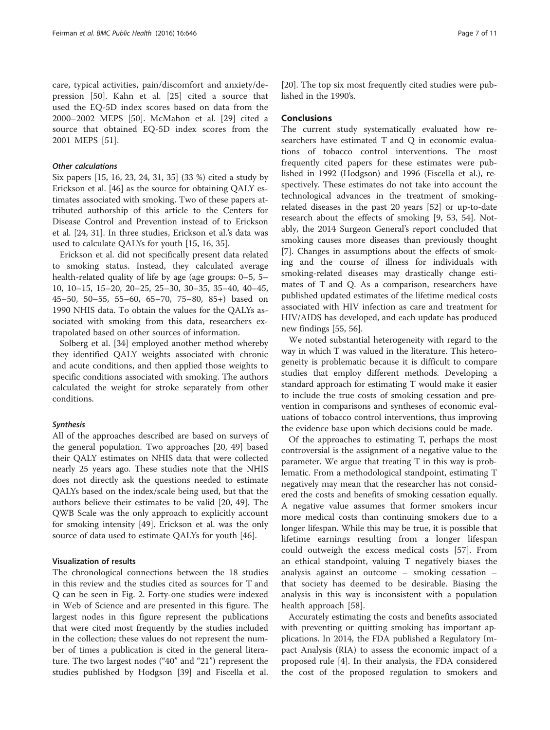care, typical activities, pain/discomfort and anxiety/depression [50]. Kahn et al. [25] cited a source that used the EQ-5D index scores based on data from the 2000–2002 MEPS [50]. McMahon et al. [29] cited a source that obtained EQ-5D index scores from the 2001 MEPS [51].

#### *Other calculations*

Six papers [15, 16, 23, 24, 31, 35] (33 %) cited a study by Erickson et al. [46] as the source for obtaining QALY estimates associated with smoking. Two of these papers attributed authorship of this article to the Centers for Disease Control and Prevention instead of to Erickson et al. [24, 31]. In three studies, Erickson et al.'s data was used to calculate QALYs for youth [15, 16, 35].

Erickson et al. did not specifically present data related to smoking status. Instead, they calculated average health-related quality of life by age (age groups: 0–5, 5–10, 10–15, 15–20, 20–25, 25–30, 30–35, 35–40, 40–45, 45–50, 50–55, 55–60, 65–70, 75–80, 85+) based on 1990 NHIS data. To obtain the values for the QALYs associated with smoking from this data, researchers extrapolated based on other sources of information.

Solberg et al. [34] employed another method whereby they identified QALY weights associated with chronic and acute conditions, and then applied those weights to specific conditions associated with smoking. The authors calculated the weight for stroke separately from other conditions.

#### *Synthesis*

All of the approaches described are based on surveys of the general population. Two approaches [20, 49] based their QALY estimates on NHIS data that were collected nearly 25 years ago. These studies note that the NHIS does not directly ask the questions needed to estimate QALYs based on the index/scale being used, but that the authors believe their estimates to be valid [20, 49]. The QWB Scale was the only approach to explicitly account for smoking intensity [49]. Erickson et al. was the only source of data used to estimate QALYs for youth [46].

### Visualization of results

The chronological connections between the 18 studies in this review and the studies cited as sources for T and Q can be seen in Fig. 2. Forty-one studies were indexed in Web of Science and are presented in this figure. The largest nodes in this figure represent the publications that were cited most frequently by the studies included in the collection; these values do not represent the number of times a publication is cited in the general literature. The two largest nodes ("40" and "21") represent the studies published by Hodgson [39] and Fiscella et al. [20]. The top six most frequently cited studies were published in the 1990's.

## Conclusions

The current study systematically evaluated how researchers have estimated T and Q in economic evaluations of tobacco control interventions. The most frequently cited papers for these estimates were published in 1992 (Hodgson) and 1996 (Fiscella et al.), respectively. These estimates do not take into account the technological advances in the treatment of smoking-related diseases in the past 20 years [52] or up-to-date research about the effects of smoking [9, 53, 54]. Notably, the 2014 Surgeon General's report concluded that smoking causes more diseases than previously thought [7]. Changes in assumptions about the effects of smoking and the course of illness for individuals with smoking-related diseases may drastically change estimates of T and Q. As a comparison, researchers have published updated estimates of the lifetime medical costs associated with HIV infection as care and treatment for HIV/AIDS has developed, and each update has produced new findings [55, 56].

We noted substantial heterogeneity with regard to the way in which T was valued in the literature. This heterogeneity is problematic because it is difficult to compare studies that employ different methods. Developing a standard approach for estimating T would make it easier to include the true costs of smoking cessation and prevention in comparisons and syntheses of economic evaluations of tobacco control interventions, thus improving the evidence base upon which decisions could be made.

Of the approaches to estimating T, perhaps the most controversial is the assignment of a negative value to the parameter. We argue that treating T in this way is problematic. From a methodological standpoint, estimating T negatively may mean that the researcher has not considered the costs and benefits of smoking cessation equally. A negative value assumes that former smokers incur more medical costs than continuing smokers due to a longer lifespan. While this may be true, it is possible that lifetime earnings resulting from a longer lifespan could outweigh the excess medical costs [57]. From an ethical standpoint, valuing T negatively biases the analysis against an outcome – smoking cessation – that society has deemed to be desirable. Biasing the analysis in this way is inconsistent with a population health approach [58].

Accurately estimating the costs and benefits associated with preventing or quitting smoking has important applications. In 2014, the FDA published a Regulatory Impact Analysis (RIA) to assess the economic impact of a proposed rule [4]. In their analysis, the FDA considered the cost of the proposed regulation to smokers and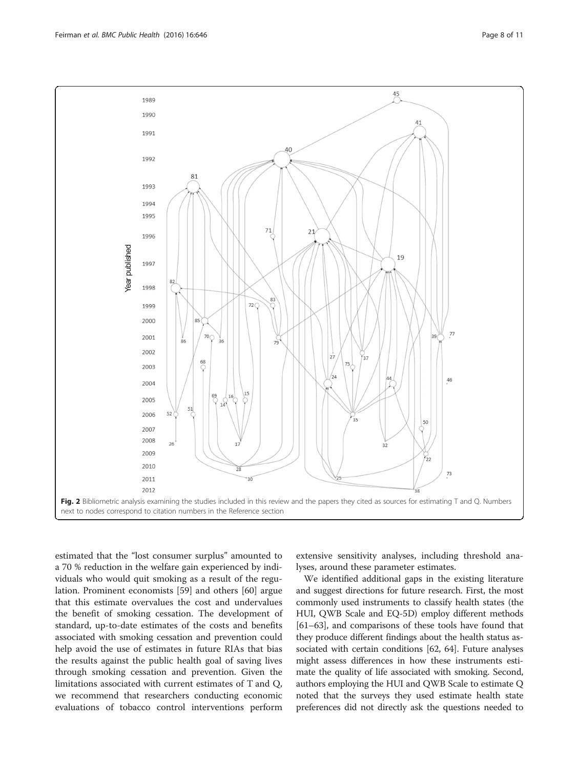**Fig. 2** Bibliometric analysis examining the studies included in this review and the papers they cited as sources for estimating T and Q. Numbers next to nodes correspond to citation numbers in the Reference section

estimated that the "lost consumer surplus" amounted to a 70 % reduction in the welfare gain experienced by individuals who would quit smoking as a result of the regulation. Prominent economists [59] and others [60] argue that this estimate overvalues the cost and undervalues the benefit of smoking cessation. The development of standard, up-to-date estimates of the costs and benefits associated with smoking cessation and prevention could help avoid the use of estimates in future RIAs that bias the results against the public health goal of saving lives through smoking cessation and prevention. Given the limitations associated with current estimates of T and Q, we recommend that researchers conducting economic evaluations of tobacco control interventions perform extensive sensitivity analyses, including threshold analyses, around these parameter estimates.

We identified additional gaps in the existing literature and suggest directions for future research. First, the most commonly used instruments to classify health states (the HUI, QWB Scale and EQ-5D) employ different methods [61–63], and comparisons of these tools have found that they produce different findings about the health status associated with certain conditions [62, 64]. Future analyses might assess differences in how these instruments estimate the quality of life associated with smoking. Second, authors employing the HUI and QWB Scale to estimate Q noted that the surveys they used estimate health state preferences did not directly ask the questions needed to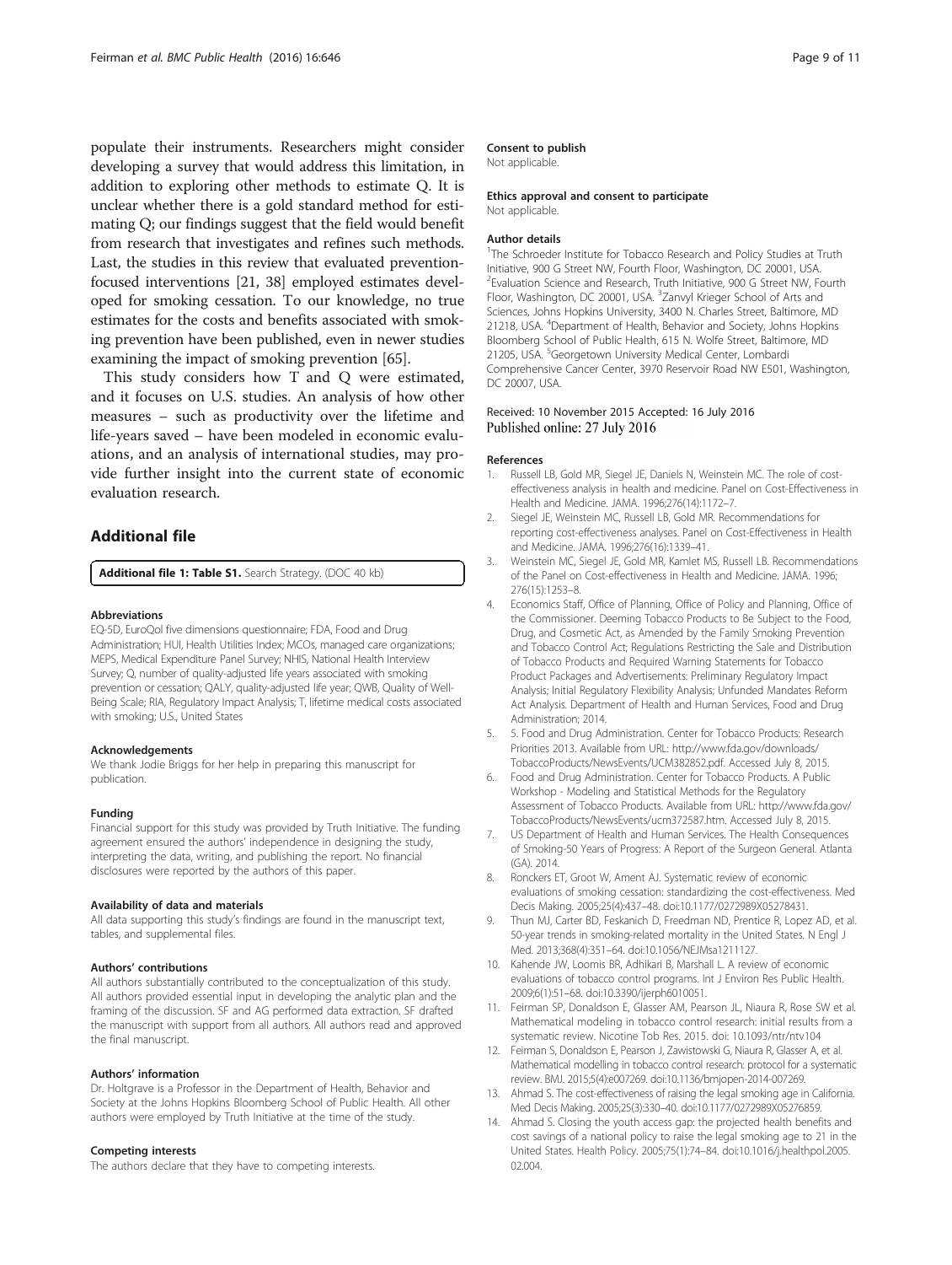populate their instruments. Researchers might consider developing a survey that would address this limitation, in addition to exploring other methods to estimate Q. It is unclear whether there is a gold standard method for estimating Q; our findings suggest that the field would benefit from research that investigates and refines such methods. Last, the studies in this review that evaluated prevention-focused interventions [21, 38] employed estimates developed for smoking cessation. To our knowledge, no true estimates for the costs and benefits associated with smoking prevention have been published, even in newer studies examining the impact of smoking prevention [65].

This study considers how T and Q were estimated, and it focuses on U.S. studies. An analysis of how other measures – such as productivity over the lifetime and life-years saved – have been modeled in economic evaluations, and an analysis of international studies, may provide further insight into the current state of economic evaluation research.

## Additional file

**Additional file 1: Table S1.** Search Strategy. (DOC 40 kb)

#### Abbreviations

EQ-5D, EuroQol five dimensions questionnaire; FDA, Food and Drug Administration; HUI, Health Utilities Index; MCOs, managed care organizations; MEPS, Medical Expenditure Panel Survey; NHIS, National Health Interview Survey; Q, number of quality-adjusted life years associated with smoking prevention or cessation; QALY, quality-adjusted life year; QWB, Quality of Well-Being Scale; RIA, Regulatory Impact Analysis; T, lifetime medical costs associated with smoking; U.S., United States

#### Acknowledgements

We thank Jodie Briggs for her help in preparing this manuscript for publication.

#### Funding

Financial support for this study was provided by Truth Initiative. The funding agreement ensured the authors' independence in designing the study, interpreting the data, writing, and publishing the report. No financial disclosures were reported by the authors of this paper.

#### Availability of data and materials

All data supporting this study's findings are found in the manuscript text, tables, and supplemental files.

#### Authors' contributions

All authors substantially contributed to the conceptualization of this study. All authors provided essential input in developing the analytic plan and the framing of the discussion. SF and AG performed data extraction. SF drafted the manuscript with support from all authors. All authors read and approved the final manuscript.

#### Authors' information

Dr. Holtgrave is a Professor in the Department of Health, Behavior and Society at the Johns Hopkins Bloomberg School of Public Health. All other authors were employed by Truth Initiative at the time of the study.

#### Competing interests

The authors declare that they have to competing interests.

#### Consent to publish

Not applicable.

#### Ethics approval and consent to participate

Not applicable.

#### Author details

[1]The Schroeder Institute for Tobacco Research and Policy Studies at Truth Initiative, 900 G Street NW, Fourth Floor, Washington, DC 20001, USA. [2]Evaluation Science and Research, Truth Initiative, 900 G Street NW, Fourth Floor, Washington, DC 20001, USA. [3]Zanvyl Krieger School of Arts and Sciences, Johns Hopkins University, 3400 N. Charles Street, Baltimore, MD 21218, USA. [4]Department of Health, Behavior and Society, Johns Hopkins Bloomberg School of Public Health, 615 N. Wolfe Street, Baltimore, MD 21205, USA. [5]Georgetown University Medical Center, Lombardi Comprehensive Cancer Center, 3970 Reservoir Road NW E501, Washington, DC 20007, USA.

Received: 10 November 2015 Accepted: 16 July 2016
Published online: 27 July 2016

#### References

1. Russell LB, Gold MR, Siegel JE, Daniels N, Weinstein MC. The role of cost-effectiveness analysis in health and medicine. Panel on Cost-Effectiveness in Health and Medicine. JAMA. 1996;276(14):1172–7.
2. Siegel JE, Weinstein MC, Russell LB, Gold MR. Recommendations for reporting cost-effectiveness analyses. Panel on Cost-Effectiveness in Health and Medicine. JAMA. 1996;276(16):1339–41.
3. Weinstein MC, Siegel JE, Gold MR, Kamlet MS, Russell LB. Recommendations of the Panel on Cost-effectiveness in Health and Medicine. JAMA. 1996; 276(15):1253–8.
4. Economics Staff, Office of Planning, Office of Policy and Planning, Office of the Commissioner. Deeming Tobacco Products to Be Subject to the Food, Drug, and Cosmetic Act, as Amended by the Family Smoking Prevention and Tobacco Control Act; Regulations Restricting the Sale and Distribution of Tobacco Products and Required Warning Statements for Tobacco Product Packages and Advertisements: Preliminary Regulatory Impact Analysis; Initial Regulatory Flexibility Analysis; Unfunded Mandates Reform Act Analysis. Department of Health and Human Services, Food and Drug Administration; 2014.
5. 5. Food and Drug Administration. Center for Tobacco Products: Research Priorities 2013. Available from URL: http://www.fda.gov/downloads/TobaccoProducts/NewsEvents/UCM382852.pdf. Accessed July 8, 2015.
6. Food and Drug Administration. Center for Tobacco Products. A Public Workshop - Modeling and Statistical Methods for the Regulatory Assessment of Tobacco Products. Available from URL: http://www.fda.gov/TobaccoProducts/NewsEvents/ucm372587.htm. Accessed July 8, 2015.
7. US Department of Health and Human Services. The Health Consequences of Smoking-50 Years of Progress: A Report of the Surgeon General. Atlanta (GA). 2014.
8. Ronckers ET, Groot W, Ament AJ. Systematic review of economic evaluations of smoking cessation: standardizing the cost-effectiveness. Med Decis Making. 2005;25(4):437–48. doi:10.1177/0272989X05278431.
9. Thun MJ, Carter BD, Feskanich D, Freedman ND, Prentice R, Lopez AD, et al. 50-year trends in smoking-related mortality in the United States. N Engl J Med. 2013;368(4):351–64. doi:10.1056/NEJMsa1211127.
10. Kahende JW, Loomis BR, Adhikari B, Marshall L. A review of economic evaluations of tobacco control programs. Int J Environ Res Public Health. 2009;6(1):51–68. doi:10.3390/ijerph6010051.
11. Feirman SP, Donaldson E, Glasser AM, Pearson JL, Niaura R, Rose SW et al. Mathematical modeling in tobacco control research: initial results from a systematic review. Nicotine Tob Res. 2015. doi: 10.1093/ntr/ntv104
12. Feirman S, Donaldson E, Pearson J, Zawistowski G, Niaura R, Glasser A, et al. Mathematical modelling in tobacco control research: protocol for a systematic review. BMJ. 2015;5(4):e007269. doi:10.1136/bmjopen-2014-007269.
13. Ahmad S. The cost-effectiveness of raising the legal smoking age in California. Med Decis Making. 2005;25(3):330–40. doi:10.1177/0272989X05276859.
14. Ahmad S. Closing the youth access gap: the projected health benefits and cost savings of a national policy to raise the legal smoking age to 21 in the United States. Health Policy. 2005;75(1):74–84. doi:10.1016/j.healthpol.2005.02.004.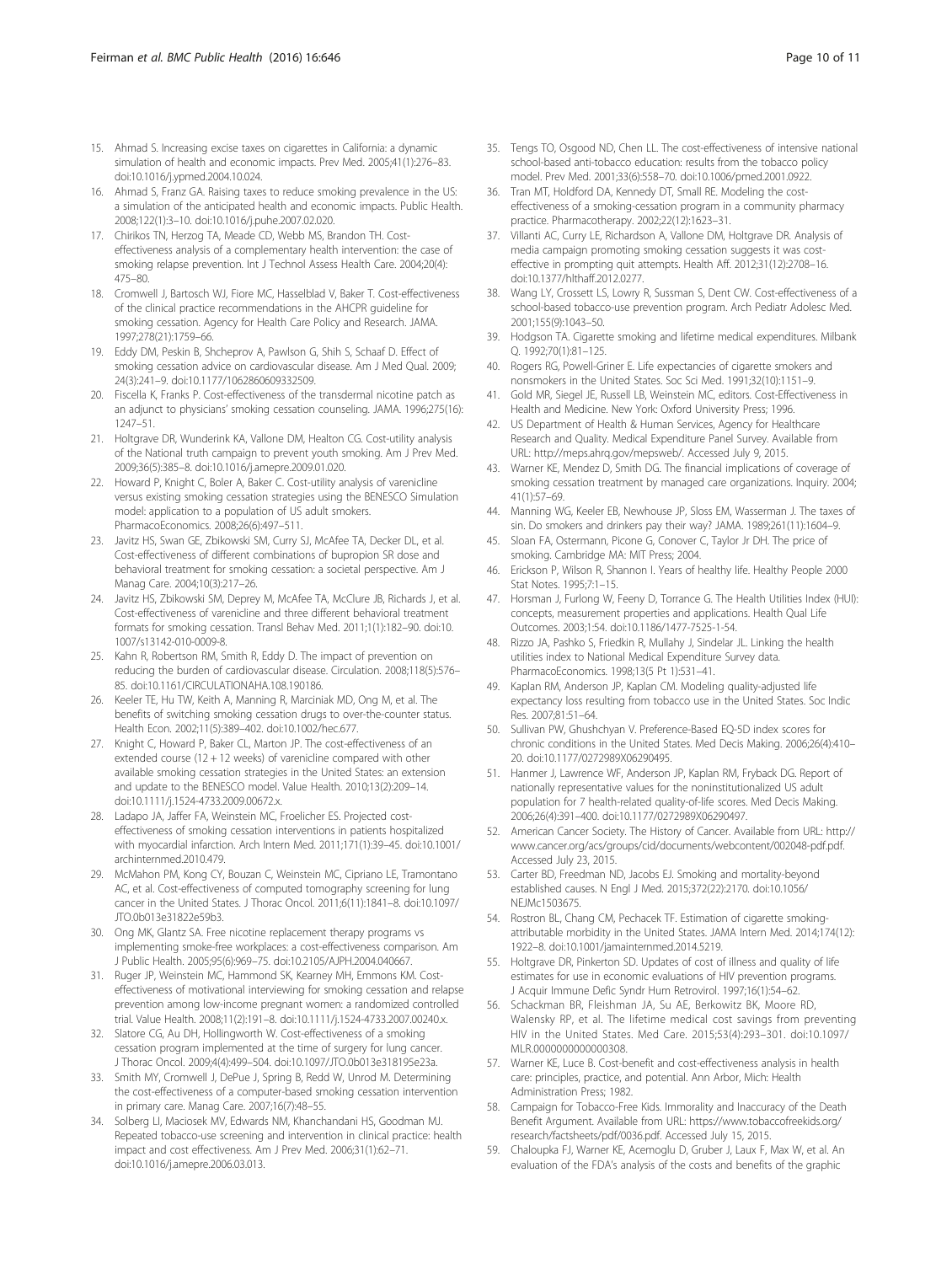15. Ahmad S. Increasing excise taxes on cigarettes in California: a dynamic simulation of health and economic impacts. Prev Med. 2005;41(1):276–83. doi:10.1016/j.ypmed.2004.10.024.
16. Ahmad S, Franz GA. Raising taxes to reduce smoking prevalence in the US: a simulation of the anticipated health and economic impacts. Public Health. 2008;122(1):3–10. doi:10.1016/j.puhe.2007.02.020.
17. Chirikos TN, Herzog TA, Meade CD, Webb MS, Brandon TH. Cost-effectiveness analysis of a complementary health intervention: the case of smoking relapse prevention. Int J Technol Assess Health Care. 2004;20(4): 475–80.
18. Cromwell J, Bartosch WJ, Fiore MC, Hasselblad V, Baker T. Cost-effectiveness of the clinical practice recommendations in the AHCPR guideline for smoking cessation. Agency for Health Care Policy and Research. JAMA. 1997;278(21):1759–66.
19. Eddy DM, Peskin B, Shcheprov A, Pawlson G, Shih S, Schaaf D. Effect of smoking cessation advice on cardiovascular disease. Am J Med Qual. 2009; 24(3):241–9. doi:10.1177/1062860609332509.
20. Fiscella K, Franks P. Cost-effectiveness of the transdermal nicotine patch as an adjunct to physicians' smoking cessation counseling. JAMA. 1996;275(16): 1247–51.
21. Holtgrave DR, Wunderink KA, Vallone DM, Healton CG. Cost-utility analysis of the National truth campaign to prevent youth smoking. Am J Prev Med. 2009;36(5):385–8. doi:10.1016/j.amepre.2009.01.020.
22. Howard P, Knight C, Boler A, Baker C. Cost-utility analysis of varenicline versus existing smoking cessation strategies using the BENESCO Simulation model: application to a population of US adult smokers. PharmacoEconomics. 2008;26(6):497–511.
23. Javitz HS, Swan GE, Zbikowski SM, Curry SJ, McAfee TA, Decker DL, et al. Cost-effectiveness of different combinations of bupropion SR dose and behavioral treatment for smoking cessation: a societal perspective. Am J Manag Care. 2004;10(3):217–26.
24. Javitz HS, Zbikowski SM, Deprey M, McAfee TA, McClure JB, Richards J, et al. Cost-effectiveness of varenicline and three different behavioral treatment formats for smoking cessation. Transl Behav Med. 2011;1(1):182–90. doi:10.1007/s13142-010-0009-8.
25. Kahn R, Robertson RM, Smith R, Eddy D. The impact of prevention on reducing the burden of cardiovascular disease. Circulation. 2008;118(5):576–85. doi:10.1161/CIRCULATIONAHA.108.190186.
26. Keeler TE, Hu TW, Keith A, Manning R, Marciniak MD, Ong M, et al. The benefits of switching smoking cessation drugs to over-the-counter status. Health Econ. 2002;11(5):389–402. doi:10.1002/hec.677.
27. Knight C, Howard P, Baker CL, Marton JP. The cost-effectiveness of an extended course (12 + 12 weeks) of varenicline compared with other available smoking cessation strategies in the United States: an extension and update to the BENESCO model. Value Health. 2010;13(2):209–14. doi:10.1111/j.1524-4733.2009.00672.x.
28. Ladapo JA, Jaffer FA, Weinstein MC, Froelicher ES. Projected cost-effectiveness of smoking cessation interventions in patients hospitalized with myocardial infarction. Arch Intern Med. 2011;171(1):39–45. doi:10.1001/archinternmed.2010.479.
29. McMahon PM, Kong CY, Bouzan C, Weinstein MC, Cipriano LE, Tramontano AC, et al. Cost-effectiveness of computed tomography screening for lung cancer in the United States. J Thorac Oncol. 2011;6(11):1841–8. doi:10.1097/JTO.0b013e31822e59b3.
30. Ong MK, Glantz SA. Free nicotine replacement therapy programs vs implementing smoke-free workplaces: a cost-effectiveness comparison. Am J Public Health. 2005;95(6):969–75. doi:10.2105/AJPH.2004.040667.
31. Ruger JP, Weinstein MC, Hammond SK, Kearney MH, Emmons KM. Cost-effectiveness of motivational interviewing for smoking cessation and relapse prevention among low-income pregnant women: a randomized controlled trial. Value Health. 2008;11(2):191–8. doi:10.1111/j.1524-4733.2007.00240.x.
32. Slatore CG, Au DH, Hollingworth W. Cost-effectiveness of a smoking cessation program implemented at the time of surgery for lung cancer. J Thorac Oncol. 2009;4(4):499–504. doi:10.1097/JTO.0b013e318195e23a.
33. Smith MY, Cromwell J, DePue J, Spring B, Redd W, Unrod M. Determining the cost-effectiveness of a computer-based smoking cessation intervention in primary care. Manag Care. 2007;16(7):48–55.
34. Solberg LI, Maciosek MV, Edwards NM, Khanchandani HS, Goodman MJ. Repeated tobacco-use screening and intervention in clinical practice: health impact and cost effectiveness. Am J Prev Med. 2006;31(1):62–71. doi:10.1016/j.amepre.2006.03.013.
35. Tengs TO, Osgood ND, Chen LL. The cost-effectiveness of intensive national school-based anti-tobacco education: results from the tobacco policy model. Prev Med. 2001;33(6):558–70. doi:10.1006/pmed.2001.0922.
36. Tran MT, Holdford DA, Kennedy DT, Small RE. Modeling the cost-effectiveness of a smoking-cessation program in a community pharmacy practice. Pharmacotherapy. 2002;22(12):1623–31.
37. Villanti AC, Curry LE, Richardson A, Vallone DM, Holtgrave DR. Analysis of media campaign promoting smoking cessation suggests it was cost-effective in prompting quit attempts. Health Aff. 2012;31(12):2708–16. doi:10.1377/hlthaff.2012.0277.
38. Wang LY, Crossett LS, Lowry R, Sussman S, Dent CW. Cost-effectiveness of a school-based tobacco-use prevention program. Arch Pediatr Adolesc Med. 2001;155(9):1043–50.
39. Hodgson TA. Cigarette smoking and lifetime medical expenditures. Milbank Q. 1992;70(1):81–125.
40. Rogers RG, Powell-Griner E. Life expectancies of cigarette smokers and nonsmokers in the United States. Soc Sci Med. 1991;32(10):1151–9.
41. Gold MR, Siegel JE, Russell LB, Weinstein MC, editors. Cost-Effectiveness in Health and Medicine. New York: Oxford University Press; 1996.
42. US Department of Health & Human Services, Agency for Healthcare Research and Quality. Medical Expenditure Panel Survey. Available from URL: http://meps.ahrq.gov/mepsweb/. Accessed July 9, 2015.
43. Warner KE, Mendez D, Smith DG. The financial implications of coverage of smoking cessation treatment by managed care organizations. Inquiry. 2004; 41(1):57–69.
44. Manning WG, Keeler EB, Newhouse JP, Sloss EM, Wasserman J. The taxes of sin. Do smokers and drinkers pay their way? JAMA. 1989;261(11):1604–9.
45. Sloan FA, Ostermann, Picone G, Conover C, Taylor Jr DH. The price of smoking. Cambridge MA: MIT Press; 2004.
46. Erickson P, Wilson R, Shannon I. Years of healthy life. Healthy People 2000 Stat Notes. 1995;7:1–15.
47. Horsman J, Furlong W, Feeny D, Torrance G. The Health Utilities Index (HUI): concepts, measurement properties and applications. Health Qual Life Outcomes. 2003;1:54. doi:10.1186/1477-7525-1-54.
48. Rizzo JA, Pashko S, Friedkin R, Mullahy J, Sindelar JL. Linking the health utilities index to National Medical Expenditure Survey data. PharmacoEconomics. 1998;13(5 Pt 1):531–41.
49. Kaplan RM, Anderson JP, Kaplan CM. Modeling quality-adjusted life expectancy loss resulting from tobacco use in the United States. Soc Indic Res. 2007;81:51–64.
50. Sullivan PW, Ghushchyan V. Preference-Based EQ-5D index scores for chronic conditions in the United States. Med Decis Making. 2006;26(4):410–20. doi:10.1177/0272989X06290495.
51. Hanmer J, Lawrence WF, Anderson JP, Kaplan RM, Fryback DG. Report of nationally representative values for the noninstitutionalized US adult population for 7 health-related quality-of-life scores. Med Decis Making. 2006;26(4):391–400. doi:10.1177/0272989X06290497.
52. American Cancer Society. The History of Cancer. Available from URL: http://www.cancer.org/acs/groups/cid/documents/webcontent/002048-pdf.pdf. Accessed July 23, 2015.
53. Carter BD, Freedman ND, Jacobs EJ. Smoking and mortality-beyond established causes. N Engl J Med. 2015;372(22):2170. doi:10.1056/NEJMc1503675.
54. Rostron BL, Chang CM, Pechacek TF. Estimation of cigarette smoking-attributable morbidity in the United States. JAMA Intern Med. 2014;174(12): 1922–8. doi:10.1001/jamainternmed.2014.5219.
55. Holtgrave DR, Pinkerton SD. Updates of cost of illness and quality of life estimates for use in economic evaluations of HIV prevention programs. J Acquir Immune Defic Syndr Hum Retrovirol. 1997;16(1):54–62.
56. Schackman BR, Fleishman JA, Su AE, Berkowitz BK, Moore RD, Walensky RP, et al. The lifetime medical cost savings from preventing HIV in the United States. Med Care. 2015;53(4):293–301. doi:10.1097/MLR.0000000000000308.
57. Warner KE, Luce B. Cost-benefit and cost-effectiveness analysis in health care: principles, practice, and potential. Ann Arbor, Mich: Health Administration Press; 1982.
58. Campaign for Tobacco-Free Kids. Immorality and Inaccuracy of the Death Benefit Argument. Available from URL: https://www.tobaccofreekids.org/research/factsheets/pdf/0036.pdf. Accessed July 15, 2015.
59. Chaloupka FJ, Warner KE, Acemoglu D, Gruber J, Laux F, Max W, et al. An evaluation of the FDA's analysis of the costs and benefits of the graphic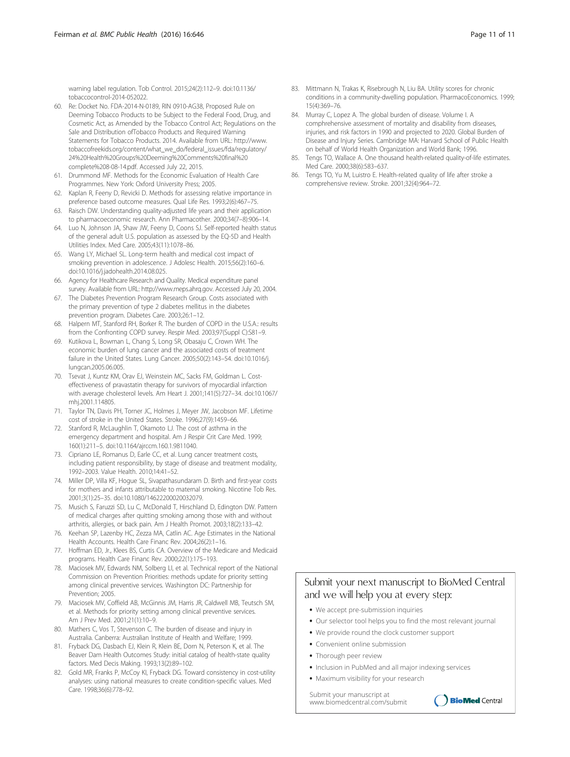warning label regulation. Tob Control. 2015;24(2):112–9. doi:10.1136/tobaccocontrol-2014-052022.

60. Re: Docket No. FDA-2014-N-0189, RIN 0910-AG38, Proposed Rule on Deeming Tobacco Products to be Subject to the Federal Food, Drug, and Cosmetic Act, as Amended by the Tobacco Control Act; Regulations on the Sale and Distribution ofTobacco Products and Required Warning Statements for Tobacco Products. 2014. Available from URL: http://www.tobaccofreekids.org/content/what_we_do/federal_issues/fda/regulatory/24%20Health%20Groups%20Deeming%20Comments%20final%20complete%208-08-14.pdf. Accessed July 22, 2015.
61. Drummond MF. Methods for the Economic Evaluation of Health Care Programmes. New York: Oxford University Press; 2005.
62. Kaplan R, Feeny D, Revicki D. Methods for assessing relative importance in preference based outcome measures. Qual Life Res. 1993;2(6):467–75.
63. Raisch DW. Understanding quality-adjusted life years and their application to pharmacoeconomic research. Ann Pharmacother. 2000;34(7–8):906–14.
64. Luo N, Johnson JA, Shaw JW, Feeny D, Coons SJ. Self-reported health status of the general adult U.S. population as assessed by the EQ-5D and Health Utilities Index. Med Care. 2005;43(11):1078–86.
65. Wang LY, Michael SL. Long-term health and medical cost impact of smoking prevention in adolescence. J Adolesc Health. 2015;56(2):160–6. doi:10.1016/j.jadohealth.2014.08.025.
66. Agency for Healthcare Research and Quality. Medical expenditure panel survey. Available from URL: http://www.meps.ahrq.gov. Accessed July 20, 2004.
67. The Diabetes Prevention Program Research Group. Costs associated with the primary prevention of type 2 diabetes mellitus in the diabetes prevention program. Diabetes Care. 2003;26:1–12.
68. Halpern MT, Stanford RH, Borker R. The burden of COPD in the U.S.A.: results from the Confronting COPD survey. Respir Med. 2003;97(Suppl C):S81–9.
69. Kutikova L, Bowman L, Chang S, Long SR, Obasaju C, Crown WH. The economic burden of lung cancer and the associated costs of treatment failure in the United States. Lung Cancer. 2005;50(2):143–54. doi:10.1016/j.lungcan.2005.06.005.
70. Tsevat J, Kuntz KM, Orav EJ, Weinstein MC, Sacks FM, Goldman L. Cost-effectiveness of pravastatin therapy for survivors of myocardial infarction with average cholesterol levels. Am Heart J. 2001;141(5):727–34. doi:10.1067/mhj.2001.114805.
71. Taylor TN, Davis PH, Torner JC, Holmes J, Meyer JW, Jacobson MF. Lifetime cost of stroke in the United States. Stroke. 1996;27(9):1459–66.
72. Stanford R, McLaughlin T, Okamoto LJ. The cost of asthma in the emergency department and hospital. Am J Respir Crit Care Med. 1999;160(1):211–5. doi:10.1164/ajrccm.160.1.9811040.
73. Cipriano LE, Romanus D, Earle CC, et al. Lung cancer treatment costs, including patient responsibility, by stage of disease and treatment modality, 1992–2003. Value Health. 2010;14:41–52.
74. Miller DP, Villa KF, Hogue SL, Sivapathasundaram D. Birth and first-year costs for mothers and infants attributable to maternal smoking. Nicotine Tob Res. 2001;3(1):25–35. doi:10.1080/14622200020032079.
75. Musich S, Faruzzi SD, Lu C, McDonald T, Hirschland D, Edington DW. Pattern of medical charges after quitting smoking among those with and without arthritis, allergies, or back pain. Am J Health Promot. 2003;18(2):133–42.
76. Keehan SP, Lazenby HC, Zezza MA, Catlin AC. Age Estimates in the National Health Accounts. Health Care Financ Rev. 2004;26(2):1–16.
77. Hoffman ED, Jr., Klees BS, Curtis CA. Overview of the Medicare and Medicaid programs. Health Care Financ Rev. 2000;22(1):175–193.
78. Maciosek MV, Edwards NM, Solberg LI, et al. Technical report of the National Commission on Prevention Priorities: methods update for priority setting among clinical preventive services. Washington DC: Partnership for Prevention; 2005.
79. Maciosek MV, Coffield AB, McGinnis JM, Harris JR, Caldwell MB, Teutsch SM, et al. Methods for priority setting among clinical preventive services. Am J Prev Med. 2001;21(1):10–9.
80. Mathers C, Vos T, Stevenson C. The burden of disease and injury in Australia. Canberra: Australian Institute of Health and Welfare; 1999.
81. Fryback DG, Dasbach EJ, Klein R, Klein BE, Dorn N, Peterson K, et al. The Beaver Dam Health Outcomes Study: initial catalog of health-state quality factors. Med Decis Making. 1993;13(2):89–102.
82. Gold MR, Franks P, McCoy KI, Fryback DG. Toward consistency in cost-utility analyses: using national measures to create condition-specific values. Med Care. 1998;36(6):778–92.
83. Mittmann N, Trakas K, Risebrough N, Liu BA. Utility scores for chronic conditions in a community-dwelling population. PharmacoEconomics. 1999;15(4):369–76.
84. Murray C, Lopez A. The global burden of disease. Volume I. A comphrehensive assessment of mortality and disability from diseases, injuries, and risk factors in 1990 and projected to 2020. Global Burden of Disease and Injury Series. Cambridge MA: Harvard School of Public Health on behalf of World Health Organization and World Bank; 1996.
85. Tengs TO, Wallace A. One thousand health-related quality-of-life estimates. Med Care. 2000;38(6):583–637.
86. Tengs TO, Yu M, Luistro E. Health-related quality of life after stroke a comprehensive review. Stroke. 2001;32(4):964–72.

Submit your next manuscript to BioMed Central and we will help you at every step:

- We accept pre-submission inquiries
- Our selector tool helps you to find the most relevant journal
- We provide round the clock customer support
- Convenient online submission
- Thorough peer review
- Inclusion in PubMed and all major indexing services
- Maximum visibility for your research

Submit your manuscript at www.biomedcentral.com/submit

BioMed Central